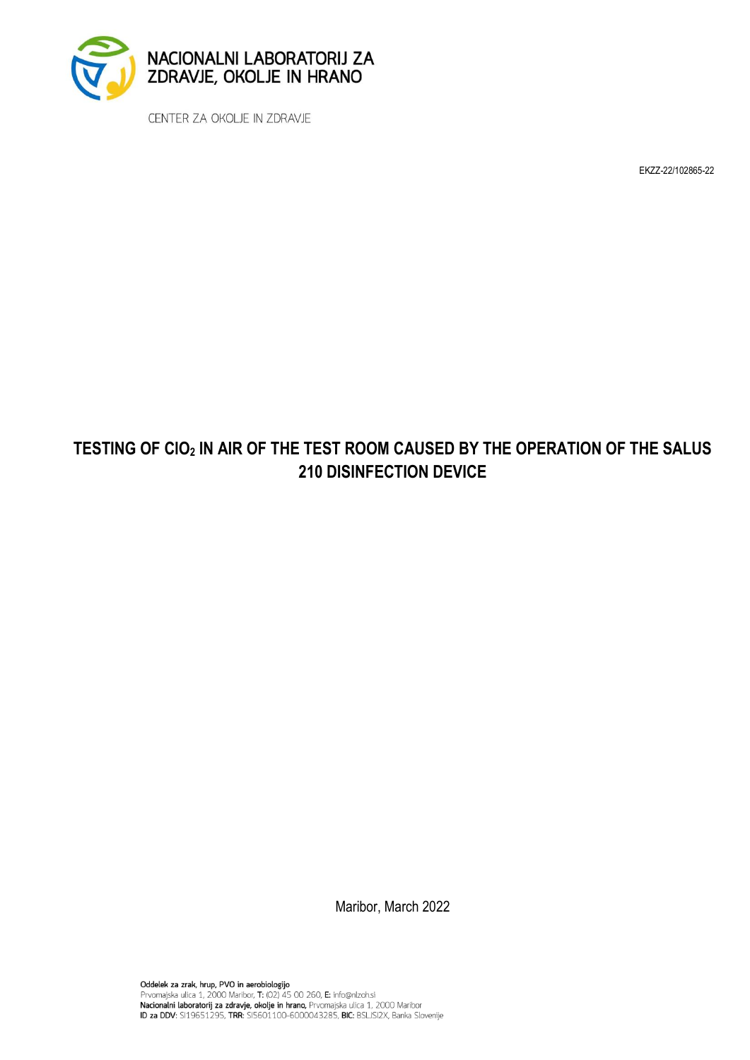NACIONALNI LABORATORIJ ZA ZDRAVJE, OKOLJE IN HRANO

CENTER ZA OKOLJE IN ZDRAVJE

EKZZ-22/102865-22

# TESTING OF $ClO_2$ IN AIR OF THE TEST ROOM CAUSED BY THE OPERATION OF THE SALUS 210 DISINFECTION DEVICE

Maribor, March 2022

Oddelek za zrak, hrup, PVO in aerobiologijo
Prvomajska ulica 1, 2000 Maribor, **T:** (02) 45 00 260, **E:** info@nlzoh.si
**Nacionalni laboratorij za zdravje, okolje in hrano,** Prvomajska ulica 1, 2000 Maribor
**ID za DDV:** SI19651295, **TRR:** SI5601100-6000043285, **BIC:** BSLJSI2X, Banka Slovenije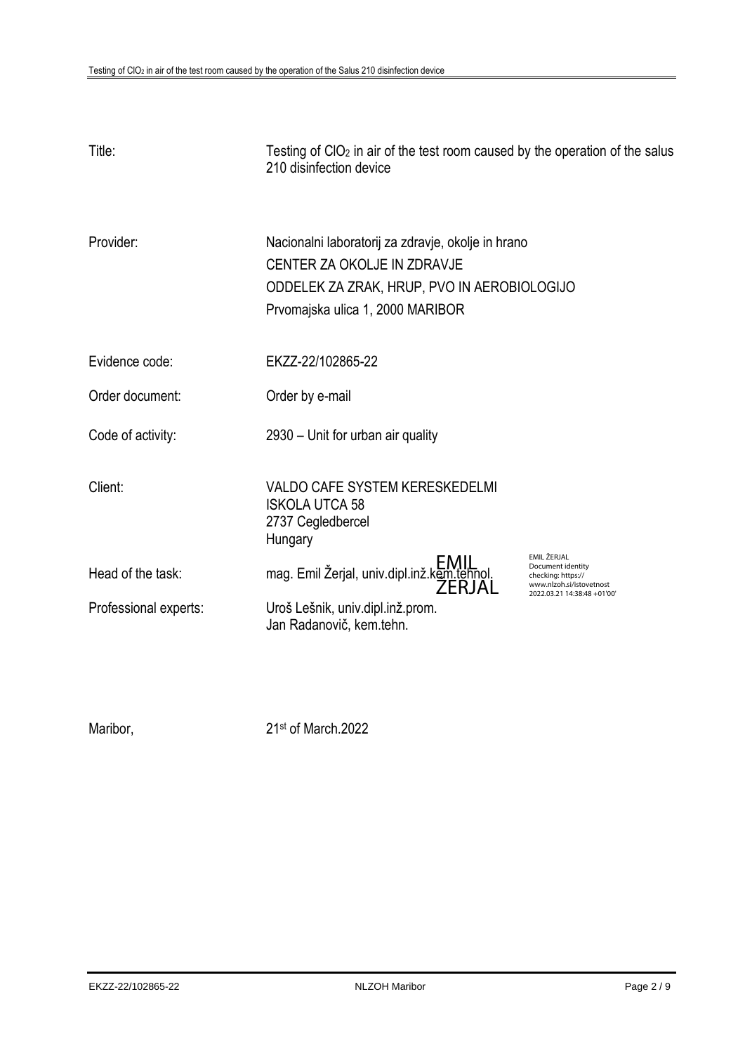| | |
|---|---|
| Title: | Testing of $ClO_2$ in air of the test room caused by the operation of the salus 210 disinfection device |
| Provider: | Nacionalni laboratorij za zdravje, okolje in hrano<br>CENTER ZA OKOLJE IN ZDRAVJE<br>ODDELEK ZA ZRAK, HRUP, PVO IN AEROBIOLOGIJO<br>Prvomajska ulica 1, 2000 MARIBOR |
| Evidence code: | EKZZ-22/102865-22 |
| Order document: | Order by e-mail |
| Code of activity: | 2930 – Unit for urban air quality |
| Client: | VALDO CAFE SYSTEM KERESKEDELMI<br>ISKOLA UTCA 58<br>2737 Cegledbercel<br>Hungary |
| Head of the task: | mag. Emil Žerjal, univ.dipl.inž.kem.tehnol. |
| Professional experts: | Uroš Lešnik, univ.dipl.inž.prom.<br>Jan Radanovič, kem.tehn. |

EMIL ŽERJAL

EMIL ŽERJAL
Document identity checking: https://www.nlzoh.si/istovetnost
2022.03.21 14:38:48 +01'00'

Maribor, 21st of March.2022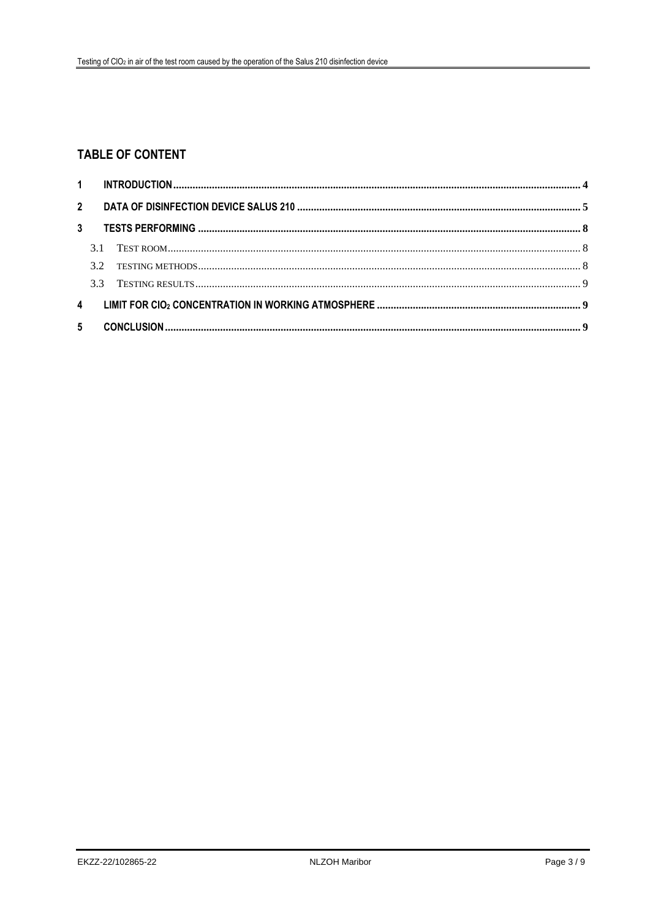## TABLE OF CONTENT

1 INTRODUCTION ........ 4

2 DATA OF DISINFECTION DEVICE SALUS 210 ........ 5

3 TESTS PERFORMING ........ 8

   3.1 TEST ROOM ........ 8

   3.2 TESTING METHODS ........ 8

   3.3 TESTING RESULTS ........ 9

4 LIMIT FOR $ClO_2$ CONCENTRATION IN WORKING ATMOSPHERE ........ 9

5 CONCLUSION ........ 9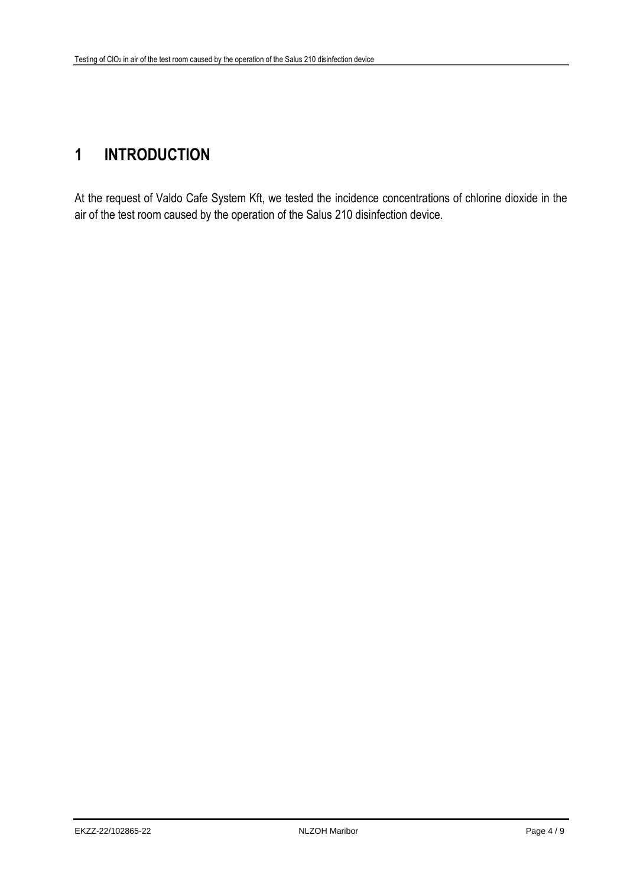# 1 INTRODUCTION

At the request of Valdo Cafe System Kft, we tested the incidence concentrations of chlorine dioxide in the air of the test room caused by the operation of the Salus 210 disinfection device.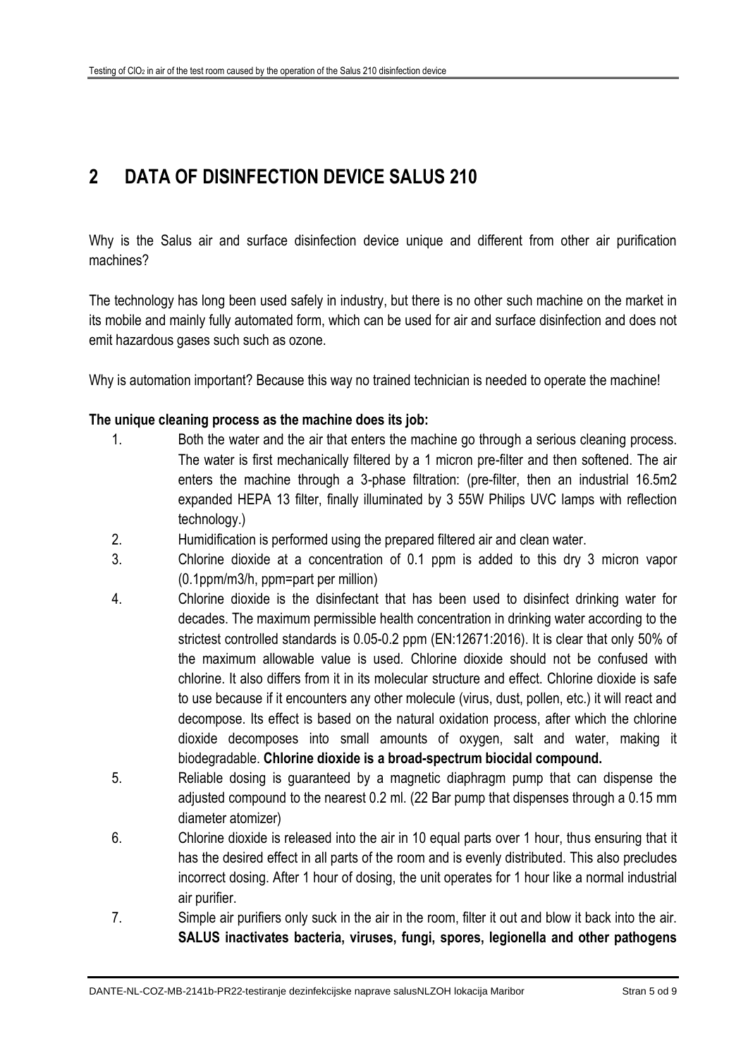## 2 DATA OF DISINFECTION DEVICE SALUS 210

Why is the Salus air and surface disinfection device unique and different from other air purification machines?

The technology has long been used safely in industry, but there is no other such machine on the market in its mobile and mainly fully automated form, which can be used for air and surface disinfection and does not emit hazardous gases such such as ozone.

Why is automation important? Because this way no trained technician is needed to operate the machine!

**The unique cleaning process as the machine does its job:**

1. Both the water and the air that enters the machine go through a serious cleaning process. The water is first mechanically filtered by a 1 micron pre-filter and then softened. The air enters the machine through a 3-phase filtration: (pre-filter, then an industrial 16.5m2 expanded HEPA 13 filter, finally illuminated by 3 55W Philips UVC lamps with reflection technology.)
2. Humidification is performed using the prepared filtered air and clean water.
3. Chlorine dioxide at a concentration of 0.1 ppm is added to this dry 3 micron vapor (0.1ppm/m3/h, ppm=part per million)
4. Chlorine dioxide is the disinfectant that has been used to disinfect drinking water for decades. The maximum permissible health concentration in drinking water according to the strictest controlled standards is 0.05-0.2 ppm (EN:12671:2016). It is clear that only 50% of the maximum allowable value is used. Chlorine dioxide should not be confused with chlorine. It also differs from it in its molecular structure and effect. Chlorine dioxide is safe to use because if it encounters any other molecule (virus, dust, pollen, etc.) it will react and decompose. Its effect is based on the natural oxidation process, after which the chlorine dioxide decomposes into small amounts of oxygen, salt and water, making it biodegradable. **Chlorine dioxide is a broad-spectrum biocidal compound.**
5. Reliable dosing is guaranteed by a magnetic diaphragm pump that can dispense the adjusted compound to the nearest 0.2 ml. (22 Bar pump that dispenses through a 0.15 mm diameter atomizer)
6. Chlorine dioxide is released into the air in 10 equal parts over 1 hour, thus ensuring that it has the desired effect in all parts of the room and is evenly distributed. This also precludes incorrect dosing. After 1 hour of dosing, the unit operates for 1 hour like a normal industrial air purifier.
7. Simple air purifiers only suck in the air in the room, filter it out and blow it back into the air. **SALUS inactivates bacteria, viruses, fungi, spores, legionella and other pathogens**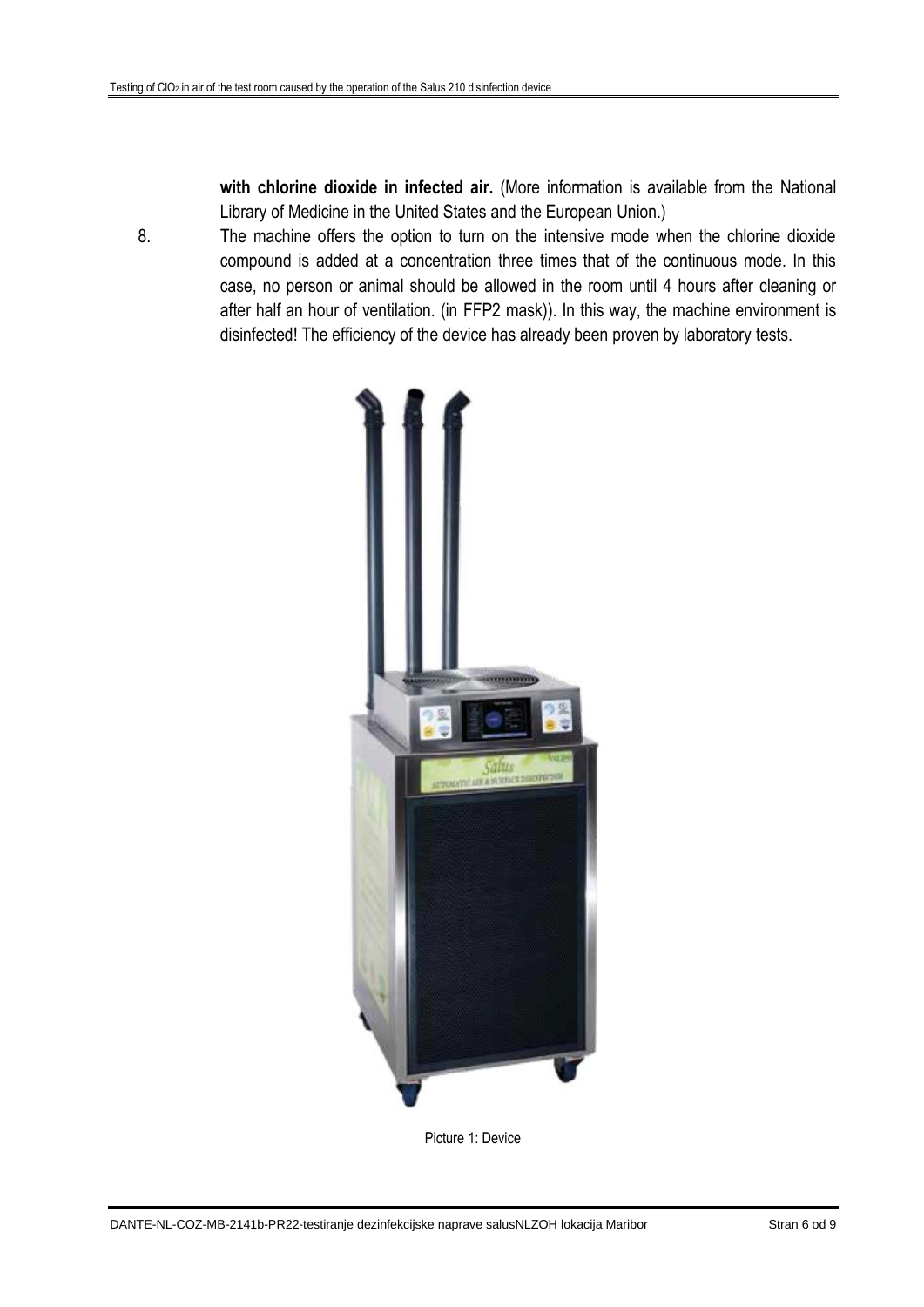**with chlorine dioxide in infected air.** (More information is available from the National Library of Medicine in the United States and the European Union.)

8. The machine offers the option to turn on the intensive mode when the chlorine dioxide compound is added at a concentration three times that of the continuous mode. In this case, no person or animal should be allowed in the room until 4 hours after cleaning or after half an hour of ventilation. (in FFP2 mask)). In this way, the machine environment is disinfected! The efficiency of the device has already been proven by laboratory tests.

Picture 1: Device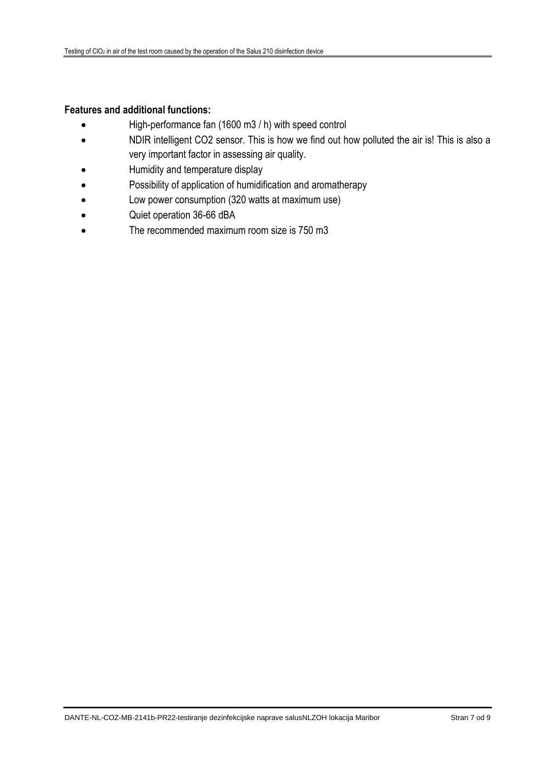**Features and additional functions:**

- High-performance fan (1600 m3 / h) with speed control
- NDIR intelligent $CO_2$ sensor. This is how we find out how polluted the air is! This is also a very important factor in assessing air quality.
- Humidity and temperature display
- Possibility of application of humidification and aromatherapy
- Low power consumption (320 watts at maximum use)
- Quiet operation 36-66 dBA
- The recommended maximum room size is 750 m3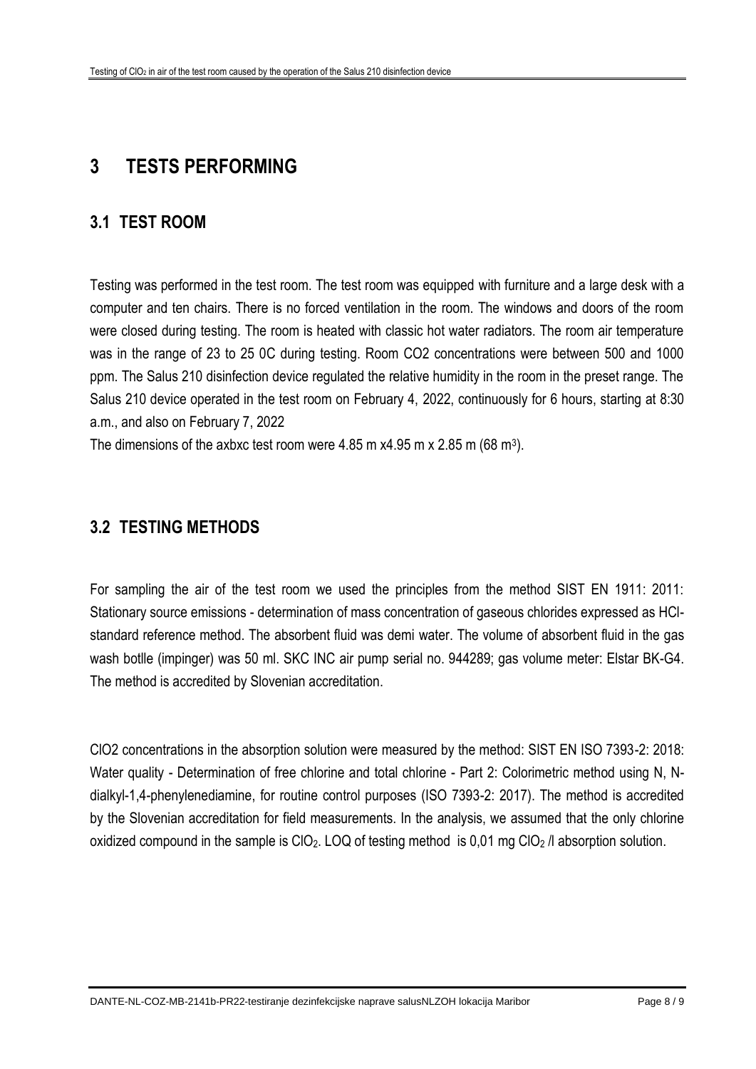# 3 TESTS PERFORMING

## 3.1 TEST ROOM

Testing was performed in the test room. The test room was equipped with furniture and a large desk with a computer and ten chairs. There is no forced ventilation in the room. The windows and doors of the room were closed during testing. The room is heated with classic hot water radiators. The room air temperature was in the range of 23 to 25 0C during testing. Room CO2 concentrations were between 500 and 1000 ppm. The Salus 210 disinfection device regulated the relative humidity in the room in the preset range. The Salus 210 device operated in the test room on February 4, 2022, continuously for 6 hours, starting at 8:30 a.m., and also on February 7, 2022

The dimensions of the axbxc test room were 4.85 m x4.95 m x 2.85 m (68 $m^3$).

## 3.2 TESTING METHODS

For sampling the air of the test room we used the principles from the method SIST EN 1911: 2011: Stationary source emissions - determination of mass concentration of gaseous chlorides expressed as HCl- standard reference method. The absorbent fluid was demi water. The volume of absorbent fluid in the gas wash botlle (impinger) was 50 ml. SKC INC air pump serial no. 944289; gas volume meter: Elstar BK-G4. The method is accredited by Slovenian accreditation.

ClO2 concentrations in the absorption solution were measured by the method: SIST EN ISO 7393-2: 2018: Water quality - Determination of free chlorine and total chlorine - Part 2: Colorimetric method using N, N-dialkyl-1,4-phenylenediamine, for routine control purposes (ISO 7393-2: 2017). The method is accredited by the Slovenian accreditation for field measurements. In the analysis, we assumed that the only chlorine oxidized compound in the sample is $ClO_2$. LOQ of testing method is 0,01 mg $ClO_2$ /l absorption solution.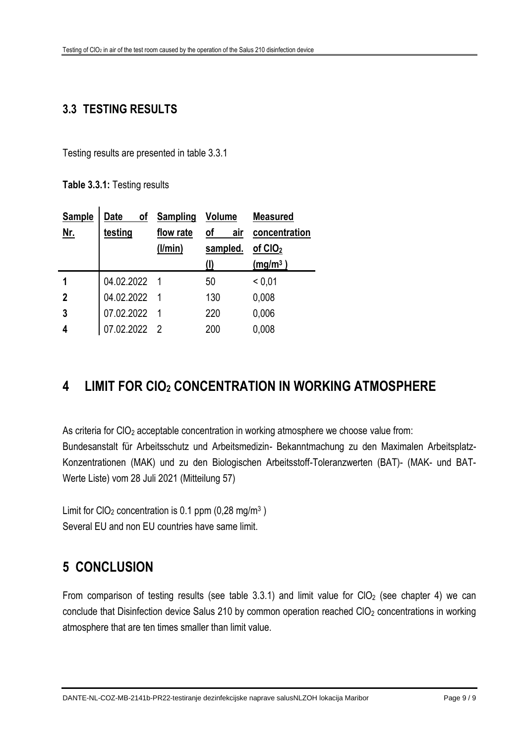## 3.3 TESTING RESULTS

Testing results are presented in table 3.3.1

**Table 3.3.1:** Testing results

| Sample Nr. | Date of testing | Sampling flow rate (l/min) | Volume of air sampled. (l) | Measured concentration of $ClO_2$ ($mg/m^3$) |
|---|---|---|---|---|
| **1** | 04.02.2022 | 1 | 50 | < 0,01 |
| **2** | 04.02.2022 | 1 | 130 | 0,008 |
| **3** | 07.02.2022 | 1 | 220 | 0,006 |
| **4** | 07.02.2022 | 2 | 200 | 0,008 |

# 4 LIMIT FOR $ClO_2$ CONCENTRATION IN WORKING ATMOSPHERE

As criteria for $ClO_2$ acceptable concentration in working atmosphere we choose value from:
Bundesanstalt für Arbeitsschutz und Arbeitsmedizin- Bekanntmachung zu den Maximalen Arbeitsplatz-Konzentrationen (MAK) und zu den Biologischen Arbeitsstoff-Toleranzwerten (BAT)- (MAK- und BAT-Werte Liste) vom 28 Juli 2021 (Mitteilung 57)

Limit for $ClO_2$ concentration is 0.1 ppm (0,28 $mg/m^3$ )
Several EU and non EU countries have same limit.

# 5 CONCLUSION

From comparison of testing results (see table 3.3.1) and limit value for $ClO_2$ (see chapter 4) we can conclude that Disinfection device Salus 210 by common operation reached $ClO_2$ concentrations in working atmosphere that are ten times smaller than limit value.